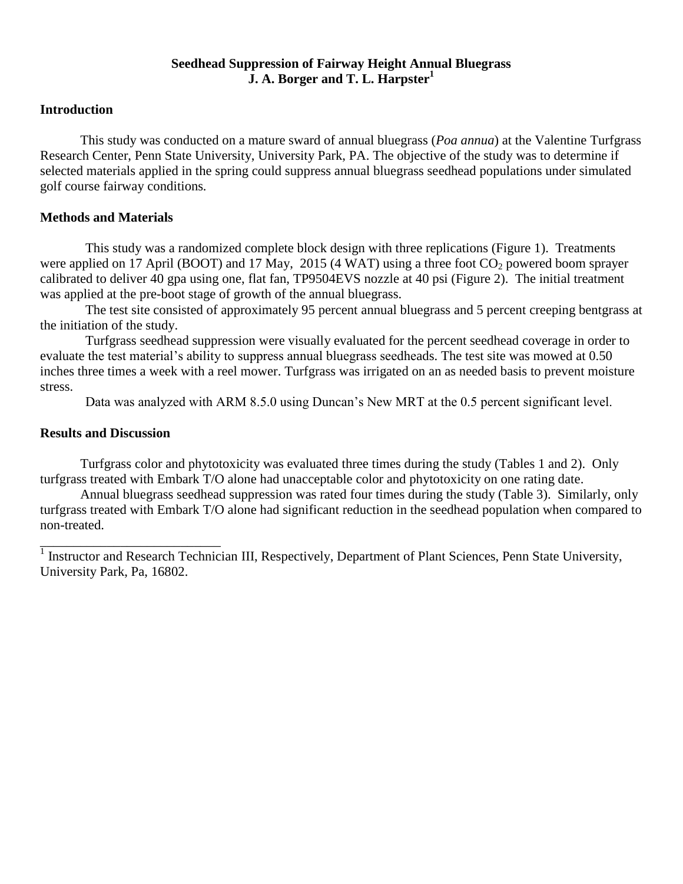# Seedhead Suppression of Fairway Height Annual Bluegrass

**J. A. Borger and T. L. Harpster[1]**

## Introduction

This study was conducted on a mature sward of annual bluegrass (*Poa annua*) at the Valentine Turfgrass Research Center, Penn State University, University Park, PA. The objective of the study was to determine if selected materials applied in the spring could suppress annual bluegrass seedhead populations under simulated golf course fairway conditions.

## Methods and Materials

This study was a randomized complete block design with three replications (Figure 1). Treatments were applied on 17 April (BOOT) and 17 May, 2015 (4 WAT) using a three foot $CO_2$ powered boom sprayer calibrated to deliver 40 gpa using one, flat fan, TP9504EVS nozzle at 40 psi (Figure 2). The initial treatment was applied at the pre-boot stage of growth of the annual bluegrass.

The test site consisted of approximately 95 percent annual bluegrass and 5 percent creeping bentgrass at the initiation of the study.

Turfgrass seedhead suppression were visually evaluated for the percent seedhead coverage in order to evaluate the test material's ability to suppress annual bluegrass seedheads. The test site was mowed at 0.50 inches three times a week with a reel mower. Turfgrass was irrigated on an as needed basis to prevent moisture stress.

Data was analyzed with ARM 8.5.0 using Duncan's New MRT at the 0.5 percent significant level.

## Results and Discussion

Turfgrass color and phytotoxicity was evaluated three times during the study (Tables 1 and 2). Only turfgrass treated with Embark T/O alone had unacceptable color and phytotoxicity on one rating date.

Annual bluegrass seedhead suppression was rated four times during the study (Table 3). Similarly, only turfgrass treated with Embark T/O alone had significant reduction in the seedhead population when compared to non-treated.

---

[1] Instructor and Research Technician III, Respectively, Department of Plant Sciences, Penn State University, University Park, Pa, 16802.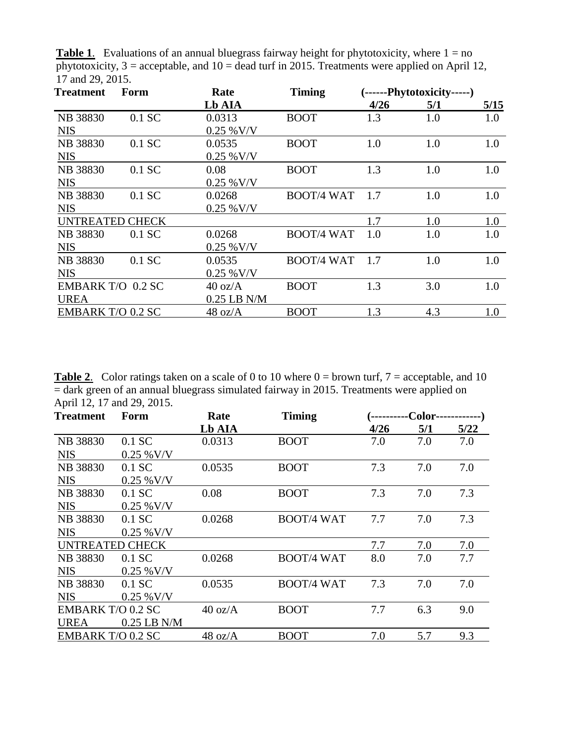**Table 1**. Evaluations of an annual bluegrass fairway height for phytotoxicity, where 1 = no phytotoxicity, 3 = acceptable, and 10 = dead turf in 2015. Treatments were applied on April 12, 17 and 29, 2015.

| Treatment | Form | Rate | Timing | (------Phytotoxicity-----) | | |
|---|---|---|---|---|---|---|
| | | Lb AIA | | 4/26 | 5/1 | 5/15 |
| NB 38830 | 0.1 SC | 0.0313 | BOOT | 1.3 | 1.0 | 1.0 |
| NIS | | 0.25 %V/V | | | | |
| NB 38830 | 0.1 SC | 0.0535 | BOOT | 1.0 | 1.0 | 1.0 |
| NIS | | 0.25 %V/V | | | | |
| NB 38830 | 0.1 SC | 0.08 | BOOT | 1.3 | 1.0 | 1.0 |
| NIS | | 0.25 %V/V | | | | |
| NB 38830 | 0.1 SC | 0.0268 | BOOT/4 WAT | 1.7 | 1.0 | 1.0 |
| NIS | | 0.25 %V/V | | | | |
| UNTREATED CHECK | | | | 1.7 | 1.0 | 1.0 |
| NB 38830 | 0.1 SC | 0.0268 | BOOT/4 WAT | 1.0 | 1.0 | 1.0 |
| NIS | | 0.25 %V/V | | | | |
| NB 38830 | 0.1 SC | 0.0535 | BOOT/4 WAT | 1.7 | 1.0 | 1.0 |
| NIS | | 0.25 %V/V | | | | |
| EMBARK T/O | 0.2 SC | 40 oz/A | BOOT | 1.3 | 3.0 | 1.0 |
| UREA | | 0.25 LB N/M | | | | |
| EMBARK T/O | 0.2 SC | 48 oz/A | BOOT | 1.3 | 4.3 | 1.0 |

**Table 2**. Color ratings taken on a scale of 0 to 10 where 0 = brown turf, 7 = acceptable, and 10 = dark green of an annual bluegrass simulated fairway in 2015. Treatments were applied on April 12, 17 and 29, 2015.

| Treatment | Form | Rate | Timing | (----------Color------------) | | |
|---|---|---|---|---|---|---|
| | | Lb AIA | | 4/26 | 5/1 | 5/22 |
| NB 38830 | 0.1 SC | 0.0313 | BOOT | 7.0 | 7.0 | 7.0 |
| NIS | 0.25 %V/V | | | | | |
| NB 38830 | 0.1 SC | 0.0535 | BOOT | 7.3 | 7.0 | 7.0 |
| NIS | 0.25 %V/V | | | | | |
| NB 38830 | 0.1 SC | 0.08 | BOOT | 7.3 | 7.0 | 7.3 |
| NIS | 0.25 %V/V | | | | | |
| NB 38830 | 0.1 SC | 0.0268 | BOOT/4 WAT | 7.7 | 7.0 | 7.3 |
| NIS | 0.25 %V/V | | | | | |
| UNTREATED CHECK | | | | 7.7 | 7.0 | 7.0 |
| NB 38830 | 0.1 SC | 0.0268 | BOOT/4 WAT | 8.0 | 7.0 | 7.7 |
| NIS | 0.25 %V/V | | | | | |
| NB 38830 | 0.1 SC | 0.0535 | BOOT/4 WAT | 7.3 | 7.0 | 7.0 |
| NIS | 0.25 %V/V | | | | | |
| EMBARK T/O | 0.2 SC | 40 oz/A | BOOT | 7.7 | 6.3 | 9.0 |
| UREA | 0.25 LB N/M | | | | | |
| EMBARK T/O | 0.2 SC | 48 oz/A | BOOT | 7.0 | 5.7 | 9.3 |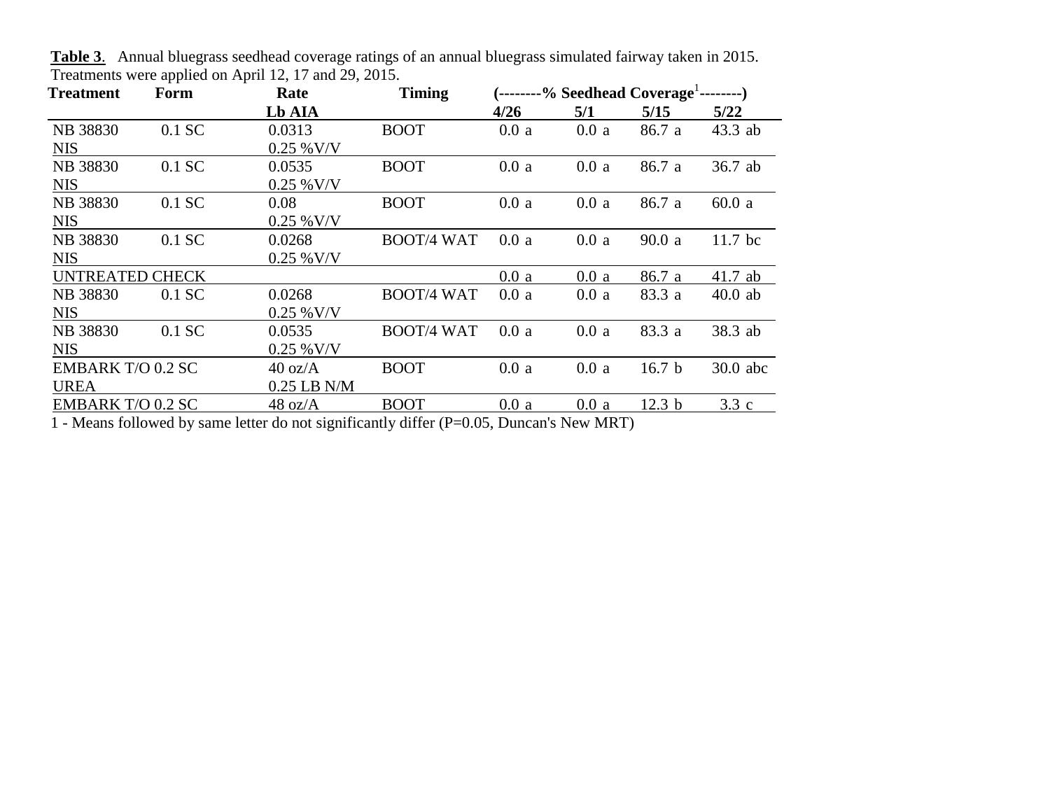**Table 3**. Annual bluegrass seedhead coverage ratings of an annual bluegrass simulated fairway taken in 2015. Treatments were applied on April 12, 17 and 29, 2015.

| Treatment | Form | Rate | Timing | (--------% Seedhead Coverage[1]--------) | | | |
|---|---|---|---|---|---|---|---|
| | | Lb AIA | | 4/26 | 5/1 | 5/15 | 5/22 |
| NB 38830 | 0.1 SC | 0.0313 | BOOT | 0.0 a | 0.0 a | 86.7 a | 43.3 ab |
| NIS | | 0.25 %V/V | | | | | |
| NB 38830 | 0.1 SC | 0.0535 | BOOT | 0.0 a | 0.0 a | 86.7 a | 36.7 ab |
| NIS | | 0.25 %V/V | | | | | |
| NB 38830 | 0.1 SC | 0.08 | BOOT | 0.0 a | 0.0 a | 86.7 a | 60.0 a |
| NIS | | 0.25 %V/V | | | | | |
| NB 38830 | 0.1 SC | 0.0268 | BOOT/4 WAT | 0.0 a | 0.0 a | 90.0 a | 11.7 bc |
| NIS | | 0.25 %V/V | | | | | |
| UNTREATED CHECK | | | | 0.0 a | 0.0 a | 86.7 a | 41.7 ab |
| NB 38830 | 0.1 SC | 0.0268 | BOOT/4 WAT | 0.0 a | 0.0 a | 83.3 a | 40.0 ab |
| NIS | | 0.25 %V/V | | | | | |
| NB 38830 | 0.1 SC | 0.0535 | BOOT/4 WAT | 0.0 a | 0.0 a | 83.3 a | 38.3 ab |
| NIS | | 0.25 %V/V | | | | | |
| EMBARK T/O | 0.2 SC | 40 oz/A | BOOT | 0.0 a | 0.0 a | 16.7 b | 30.0 abc |
| UREA | | 0.25 LB N/M | | | | | |
| EMBARK T/O | 0.2 SC | 48 oz/A | BOOT | 0.0 a | 0.0 a | 12.3 b | 3.3 c |

1 - Means followed by same letter do not significantly differ (P=0.05, Duncan's New MRT)